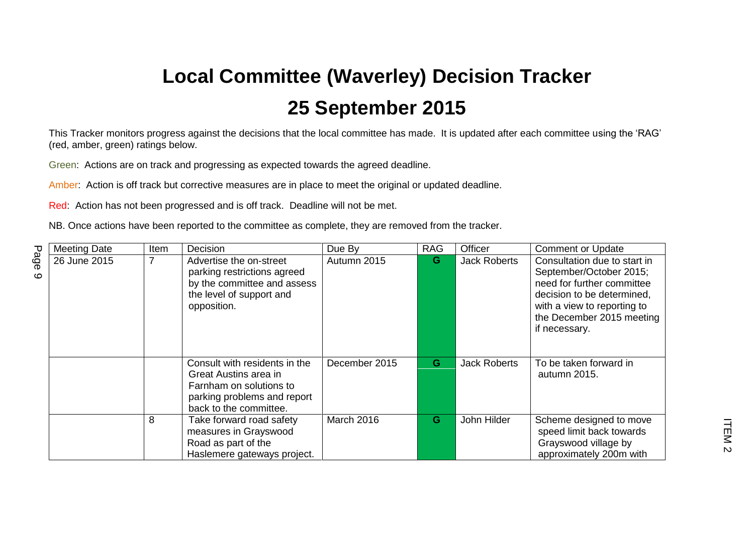# Local Committee (Waverley) Decision Tracker

# 25 September 2015

This Tracker monitors progress against the decisions that the local committee has made. It is updated after each committee using the 'RAG' (red, amber, green) ratings below.

Green: Actions are on track and progressing as expected towards the agreed deadline.

Amber: Action is off track but corrective measures are in place to meet the original or updated deadline.

Red: Action has not been progressed and is off track. Deadline will not be met.

NB. Once actions have been reported to the committee as complete, they are removed from the tracker.

| Meeting Date | Item | Decision | Due By | RAG | Officer | Comment or Update |
|---|---|---|---|---|---|---|
| 26 June 2015 | 7 | Advertise the on-street parking restrictions agreed by the committee and assess the level of support and opposition. | Autumn 2015 | G | Jack Roberts | Consultation due to start in September/October 2015; need for further committee decision to be determined, with a view to reporting to the December 2015 meeting if necessary. |
| | | Consult with residents in the Great Austins area in Farnham on solutions to parking problems and report back to the committee. | December 2015 | G | Jack Roberts | To be taken forward in autumn 2015. |
| | 8 | Take forward road safety measures in Grayswood Road as part of the Haslemere gateways project. | March 2016 | G | John Hilder | Scheme designed to move speed limit back towards Grayswood village by approximately 200m with |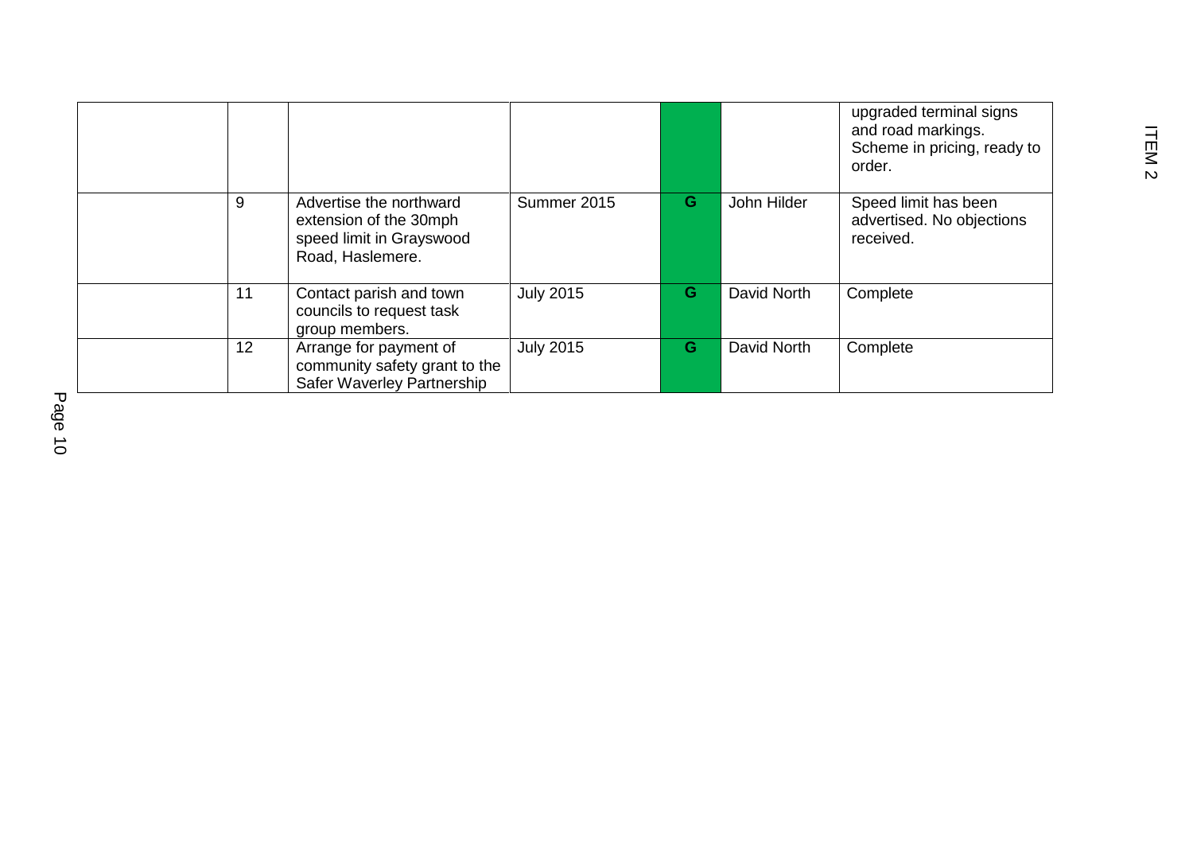| | | | | | | |
|---|---|---|---|---|---|---|
| | | | | | | upgraded terminal signs and road markings. Scheme in pricing, ready to order. |
| | 9 | Advertise the northward extension of the 30mph speed limit in Grayswood Road, Haslemere. | Summer 2015 | G | John Hilder | Speed limit has been advertised. No objections received. |
| | 11 | Contact parish and town councils to request task group members. | July 2015 | G | David North | Complete |
| | 12 | Arrange for payment of community safety grant to the Safer Waverley Partnership | July 2015 | G | David North | Complete |